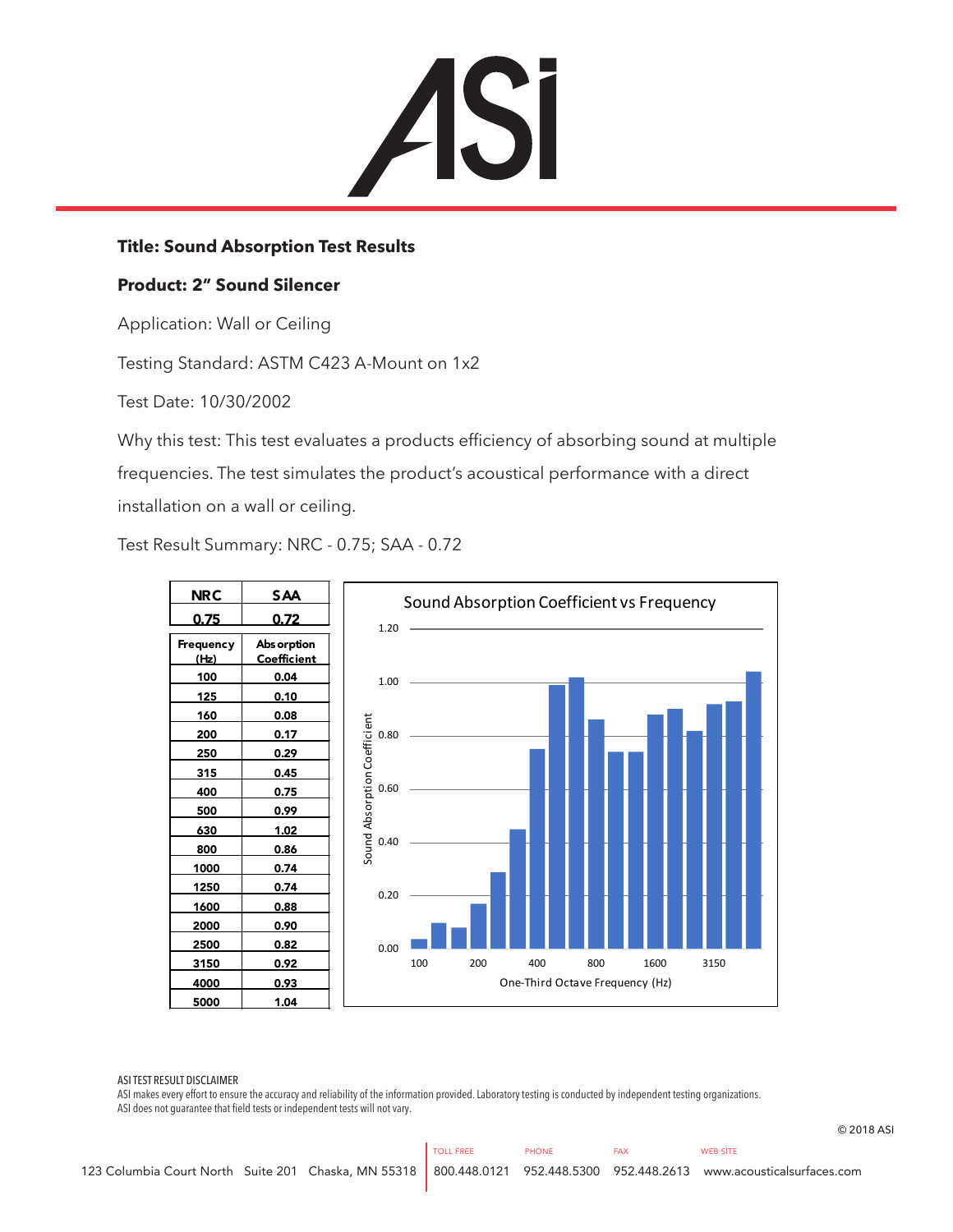**Title: Sound Absorption Test Results**

**Product: 2" Sound Silencer**

Application: Wall or Ceiling

Testing Standard: ASTM C423 A-Mount on 1x2

Test Date: 10/30/2002

Why this test: This test evaluates a products efficiency of absorbing sound at multiple frequencies. The test simulates the product's acoustical performance with a direct installation on a wall or ceiling.

Test Result Summary: NRC - 0.75; SAA - 0.72

| NRC | SAA |
|---|---|
| 0.75 | 0.72 |

| Frequency (Hz) | Absorption Coefficient |
|---|---|
| 100 | 0.04 |
| 125 | 0.10 |
| 160 | 0.08 |
| 200 | 0.17 |
| 250 | 0.29 |
| 315 | 0.45 |
| 400 | 0.75 |
| 500 | 0.99 |
| 630 | 1.02 |
| 800 | 0.86 |
| 1000 | 0.74 |
| 1250 | 0.74 |
| 1600 | 0.88 |
| 2000 | 0.90 |
| 2500 | 0.82 |
| 3150 | 0.92 |
| 4000 | 0.93 |
| 5000 | 1.04 |

Sound Absorption Coefficient vs Frequency

ASI TEST RESULT DISCLAIMER
ASI makes every effort to ensure the accuracy and reliability of the information provided. Laboratory testing is conducted by independent testing organizations. ASI does not guarantee that field tests or independent tests will not vary.

© 2018 ASI

123 Columbia Court North Suite 201 Chaska, MN 55318 | TOLL FREE 800.448.0121 | PHONE 952.448.5300 | FAX 952.448.2613 | WEB SITE www.acousticalsurfaces.com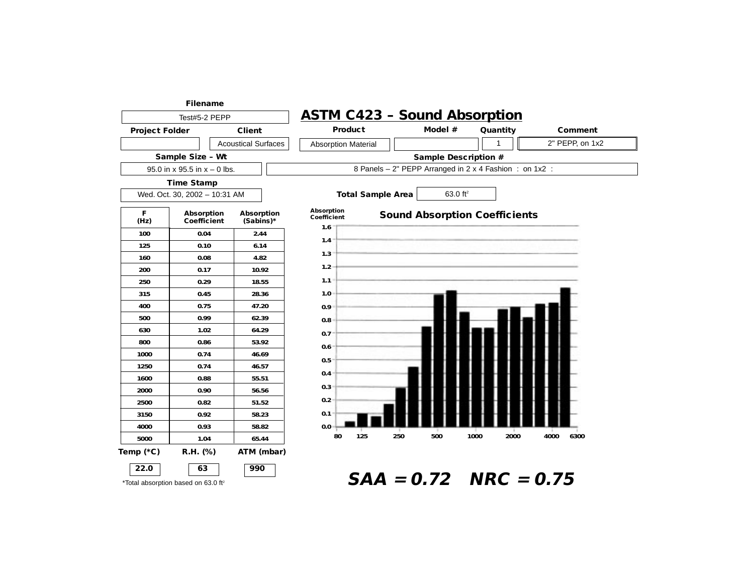# ASTM C423 – Sound Absorption

**Filename**

Test#5-2 PEPP

| Project Folder | Client | Product | Model # | Quantity | Comment |
|---|---|---|---|---|---|
| | Acoustical Surfaces | Absorption Material | | 1 | 2" PEPP, on 1x2 |

**Sample Size – Wt**

95.0 in x 95.5 in x – 0 lbs.

**Sample Description #**

8 Panels – 2" PEPP Arranged in 2 x 4 Fashion : on 1x2 :

**Time Stamp**

Wed. Oct. 30, 2002 – 10:31 AM

**Total Sample Area** 63.0 ft²

| F (Hz) | Absorption Coefficient | Absorption (Sabins)* |
|---|---|---|
| 100 | 0.04 | 2.44 |
| 125 | 0.10 | 6.14 |
| 160 | 0.08 | 4.82 |
| 200 | 0.17 | 10.92 |
| 250 | 0.29 | 18.55 |
| 315 | 0.45 | 28.36 |
| 400 | 0.75 | 47.20 |
| 500 | 0.99 | 62.39 |
| 630 | 1.02 | 64.29 |
| 800 | 0.86 | 53.92 |
| 1000 | 0.74 | 46.69 |
| 1250 | 0.74 | 46.57 |
| 1600 | 0.88 | 55.51 |
| 2000 | 0.90 | 56.56 |
| 2500 | 0.82 | 51.52 |
| 3150 | 0.92 | 58.23 |
| 4000 | 0.93 | 58.82 |
| 5000 | 1.04 | 65.44 |

| Temp (*C) | R.H. (%) | ATM (mbar) |
|---|---|---|
| 22.0 | 63 | 990 |

*Total absorption based on 63.0 ft²

**Sound Absorption Coefficients**

Absorption Coefficient

1.6
1.4
1.3
1.2
1.1
1.0
0.9
0.8
0.7
0.6
0.5
0.4
0.3
0.2
0.1
0.0

80 125 250 500 1000 2000 4000 6300

***SAA = 0.72 NRC = 0.75***